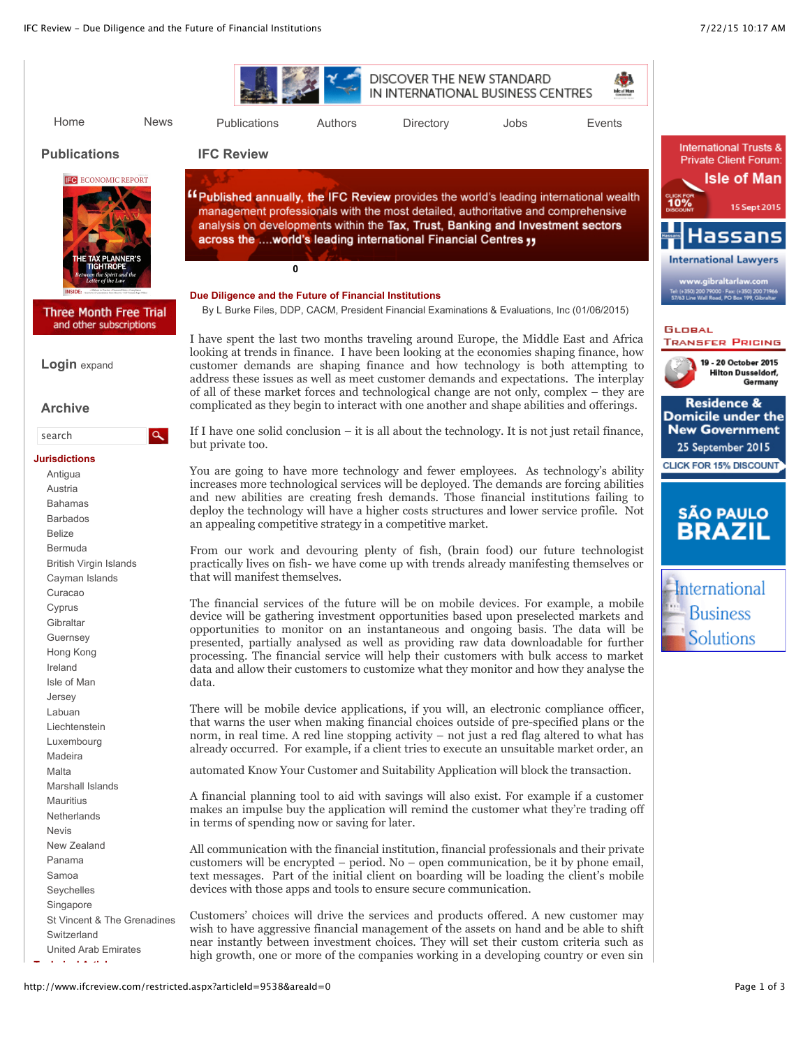## Due Diligence and the Future of Financial Institutions

By L Burke Files, DDP, CACM, President Financial Examinations & Evaluations, Inc (01/06/2015)

I have spent the last two months traveling around Europe, the Middle East and Africa looking at trends in finance. I have been looking at the economies shaping finance, how customer demands are shaping finance and how technology is both attempting to address these issues as well as meet customer demands and expectations. The interplay of all of these market forces and technological change are not only, complex – they are complicated as they begin to interact with one another and shape abilities and offerings.

If I have one solid conclusion – it is all about the technology. It is not just retail finance, but private too.

You are going to have more technology and fewer employees. As technology's ability increases more technological services will be deployed. The demands are forcing abilities and new abilities are creating fresh demands. Those financial institutions failing to deploy the technology will have a higher costs structures and lower service profile. Not an appealing competitive strategy in a competitive market.

From our work and devouring plenty of fish, (brain food) our future technologist practically lives on fish- we have come up with trends already manifesting themselves or that will manifest themselves.

The financial services of the future will be on mobile devices. For example, a mobile device will be gathering investment opportunities based upon preselected markets and opportunities to monitor on an instantaneous and ongoing basis. The data will be presented, partially analysed as well as providing raw data downloadable for further processing. The financial service will help their customers with bulk access to market data and allow their customers to customize what they monitor and how they analyse the data.

There will be mobile device applications, if you will, an electronic compliance officer, that warns the user when making financial choices outside of pre-specified plans or the norm, in real time. A red line stopping activity – not just a red flag altered to what has already occurred. For example, if a client tries to execute an unsuitable market order, an automated Know Your Customer and Suitability Application will block the transaction.

A financial planning tool to aid with savings will also exist. For example if a customer makes an impulse buy the application will remind the customer what they're trading off in terms of spending now or saving for later.

All communication with the financial institution, financial professionals and their private customers will be encrypted – period. No – open communication, be it by phone email, text messages. Part of the initial client on boarding will be loading the client's mobile devices with those apps and tools to ensure secure communication.

Customers' choices will drive the services and products offered. A new customer may wish to have aggressive financial management of the assets on hand and be able to shift near instantly between investment choices. They will set their custom criteria such as high growth, one or more of the companies working in a developing country or even sin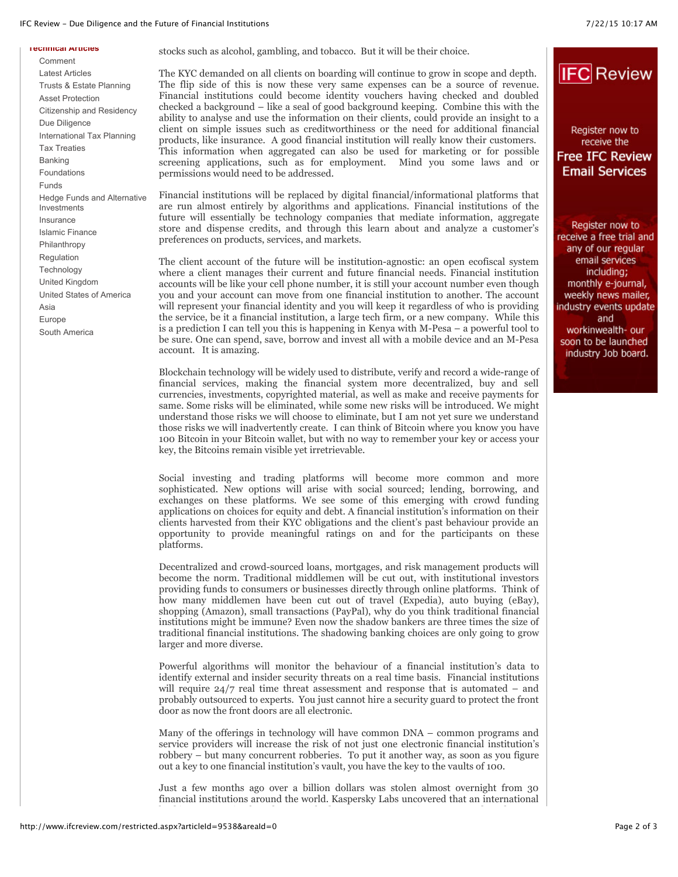stocks such as alcohol, gambling, and tobacco. But it will be their choice.

The KYC demanded on all clients on boarding will continue to grow in scope and depth. The flip side of this is now these very same expenses can be a source of revenue. Financial institutions could become identity vouchers having checked and doubled checked a background – like a seal of good background keeping. Combine this with the ability to analyse and use the information on their clients, could provide an insight to a client on simple issues such as creditworthiness or the need for additional financial products, like insurance. A good financial institution will really know their customers. This information when aggregated can also be used for marketing or for possible screening applications, such as for employment. Mind you some laws and or permissions would need to be addressed.

Financial institutions will be replaced by digital financial/informational platforms that are run almost entirely by algorithms and applications. Financial institutions of the future will essentially be technology companies that mediate information, aggregate store and dispense credits, and through this learn about and analyze a customer's preferences on products, services, and markets.

The client account of the future will be institution-agnostic: an open ecofiscal system where a client manages their current and future financial needs. Financial institution accounts will be like your cell phone number, it is still your account number even though you and your account can move from one financial institution to another. The account will represent your financial identity and you will keep it regardless of who is providing the service, be it a financial institution, a large tech firm, or a new company. While this is a prediction I can tell you this is happening in Kenya with M-Pesa – a powerful tool to be sure. One can spend, save, borrow and invest all with a mobile device and an M-Pesa account. It is amazing.

Blockchain technology will be widely used to distribute, verify and record a wide-range of financial services, making the financial system more decentralized, buy and sell currencies, investments, copyrighted material, as well as make and receive payments for same. Some risks will be eliminated, while some new risks will be introduced. We might understand those risks we will choose to eliminate, but I am not yet sure we understand those risks we will inadvertently create. I can think of Bitcoin where you know you have 100 Bitcoin in your Bitcoin wallet, but with no way to remember your key or access your key, the Bitcoins remain visible yet irretrievable.

Social investing and trading platforms will become more common and more sophisticated. New options will arise with social sourced; lending, borrowing, and exchanges on these platforms. We see some of this emerging with crowd funding applications on choices for equity and debt. A financial institution's information on their clients harvested from their KYC obligations and the client's past behaviour provide an opportunity to provide meaningful ratings on and for the participants on these platforms.

Decentralized and crowd-sourced loans, mortgages, and risk management products will become the norm. Traditional middlemen will be cut out, with institutional investors providing funds to consumers or businesses directly through online platforms. Think of how many middlemen have been cut out of travel (Expedia), auto buying (eBay), shopping (Amazon), small transactions (PayPal), why do you think traditional financial institutions might be immune? Even now the shadow bankers are three times the size of traditional financial institutions. The shadowing banking choices are only going to grow larger and more diverse.

Powerful algorithms will monitor the behaviour of a financial institution's data to identify external and insider security threats on a real time basis. Financial institutions will require 24/7 real time threat assessment and response that is automated – and probably outsourced to experts. You just cannot hire a security guard to protect the front door as now the front doors are all electronic.

Many of the offerings in technology will have common DNA – common programs and service providers will increase the risk of not just one electronic financial institution's robbery – but many concurrent robberies. To put it another way, as soon as you figure out a key to one financial institution's vault, you have the key to the vaults of 100.

Just a few months ago over a billion dollars was stolen almost overnight from 30 financial institutions around the world. Kaspersky Labs uncovered that an international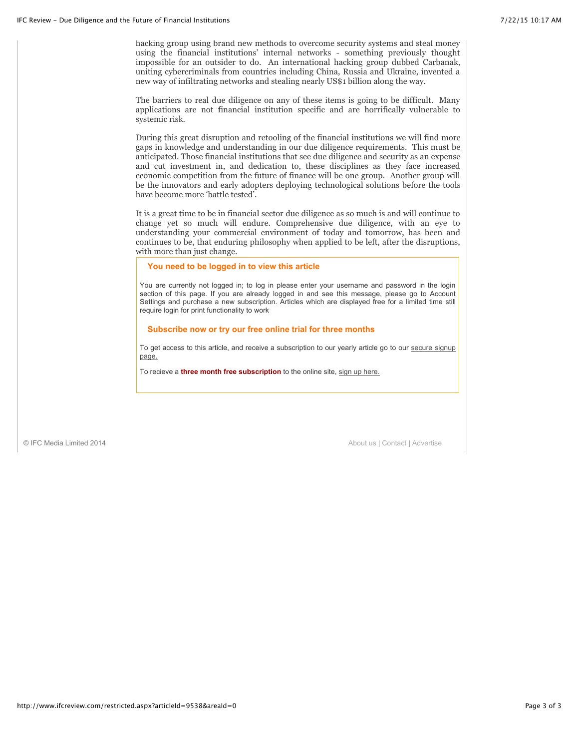hacking group using brand new methods to overcome security systems and steal money using the financial institutions' internal networks - something previously thought impossible for an outsider to do. An international hacking group dubbed Carbanak, uniting cybercriminals from countries including China, Russia and Ukraine, invented a new way of infiltrating networks and stealing nearly US$1 billion along the way.

The barriers to real due diligence on any of these items is going to be difficult. Many applications are not financial institution specific and are horrifically vulnerable to systemic risk.

During this great disruption and retooling of the financial institutions we will find more gaps in knowledge and understanding in our due diligence requirements. This must be anticipated. Those financial institutions that see due diligence and security as an expense and cut investment in, and dedication to, these disciplines as they face increased economic competition from the future of finance will be one group. Another group will be the innovators and early adopters deploying technological solutions before the tools have become more 'battle tested'.

It is a great time to be in financial sector due diligence as so much is and will continue to change yet so much will endure. Comprehensive due diligence, with an eye to understanding your commercial environment of today and tomorrow, has been and continues to be, that enduring philosophy when applied to be left, after the disruptions, with more than just change.

**You need to be logged in to view this article**

You are currently not logged in; to log in please enter your username and password in the login section of this page. If you are already logged in and see this message, please go to Account Settings and purchase a new subscription. Articles which are displayed free for a limited time still require login for print functionality to work

**Subscribe now or try our free online trial for three months**

To get access to this article, and receive a subscription to our yearly article go to our secure signup page.

To recieve a **three month free subscription** to the online site, sign up here.

© IFC Media Limited 2014

About us | Contact | Advertise